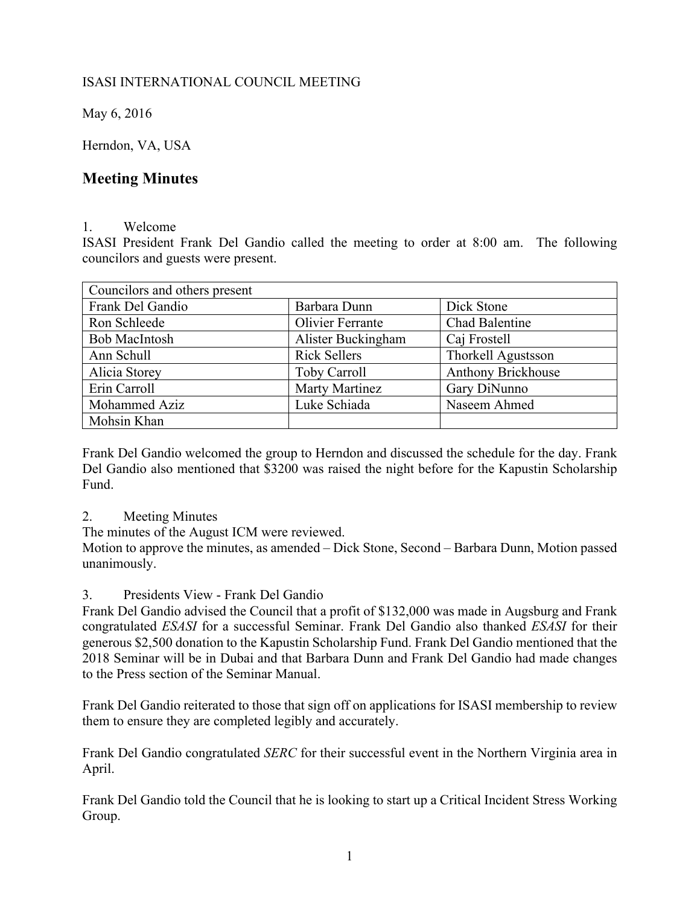ISASI INTERNATIONAL COUNCIL MEETING

May 6, 2016

Herndon, VA, USA

# Meeting Minutes

1. Welcome

ISASI President Frank Del Gandio called the meeting to order at 8:00 am. The following councilors and guests were present.

| Councilors and others present | | |
| --- | --- | --- |
| Frank Del Gandio | Barbara Dunn | Dick Stone |
| Ron Schleede | Olivier Ferrante | Chad Balentine |
| Bob MacIntosh | Alister Buckingham | Caj Frostell |
| Ann Schull | Rick Sellers | Thorkell Agustsson |
| Alicia Storey | Toby Carroll | Anthony Brickhouse |
| Erin Carroll | Marty Martinez | Gary DiNunno |
| Mohammed Aziz | Luke Schiada | Naseem Ahmed |
| Mohsin Khan | | |

Frank Del Gandio welcomed the group to Herndon and discussed the schedule for the day. Frank Del Gandio also mentioned that $3200 was raised the night before for the Kapustin Scholarship Fund.

2. Meeting Minutes

The minutes of the August ICM were reviewed.

Motion to approve the minutes, as amended – Dick Stone, Second – Barbara Dunn, Motion passed unanimously.

3. Presidents View - Frank Del Gandio

Frank Del Gandio advised the Council that a profit of $132,000 was made in Augsburg and Frank congratulated *ESASI* for a successful Seminar. Frank Del Gandio also thanked *ESASI* for their generous $2,500 donation to the Kapustin Scholarship Fund. Frank Del Gandio mentioned that the 2018 Seminar will be in Dubai and that Barbara Dunn and Frank Del Gandio had made changes to the Press section of the Seminar Manual.

Frank Del Gandio reiterated to those that sign off on applications for ISASI membership to review them to ensure they are completed legibly and accurately.

Frank Del Gandio congratulated *SERC* for their successful event in the Northern Virginia area in April.

Frank Del Gandio told the Council that he is looking to start up a Critical Incident Stress Working Group.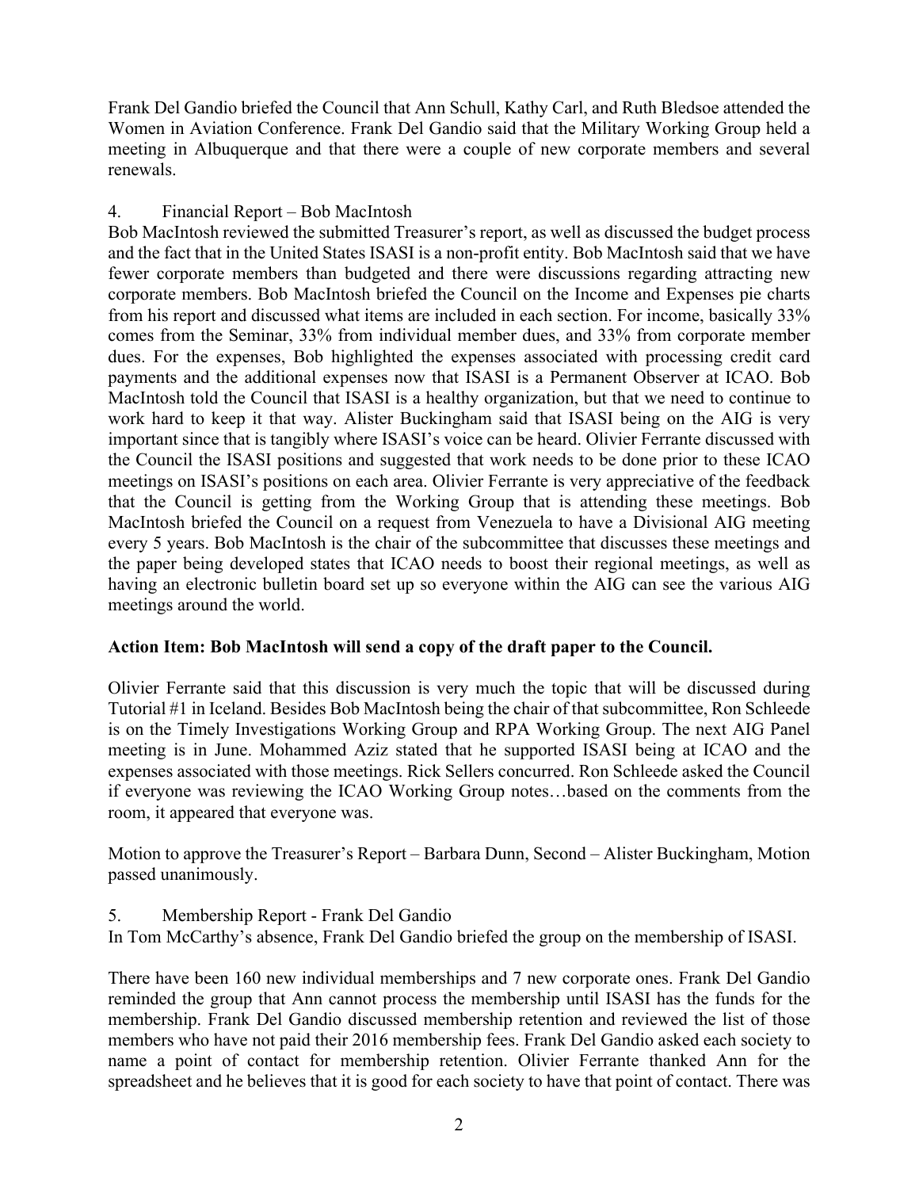Frank Del Gandio briefed the Council that Ann Schull, Kathy Carl, and Ruth Bledsoe attended the Women in Aviation Conference. Frank Del Gandio said that the Military Working Group held a meeting in Albuquerque and that there were a couple of new corporate members and several renewals.

4. Financial Report – Bob MacIntosh

Bob MacIntosh reviewed the submitted Treasurer's report, as well as discussed the budget process and the fact that in the United States ISASI is a non-profit entity. Bob MacIntosh said that we have fewer corporate members than budgeted and there were discussions regarding attracting new corporate members. Bob MacIntosh briefed the Council on the Income and Expenses pie charts from his report and discussed what items are included in each section. For income, basically 33% comes from the Seminar, 33% from individual member dues, and 33% from corporate member dues. For the expenses, Bob highlighted the expenses associated with processing credit card payments and the additional expenses now that ISASI is a Permanent Observer at ICAO. Bob MacIntosh told the Council that ISASI is a healthy organization, but that we need to continue to work hard to keep it that way. Alister Buckingham said that ISASI being on the AIG is very important since that is tangibly where ISASI's voice can be heard. Olivier Ferrante discussed with the Council the ISASI positions and suggested that work needs to be done prior to these ICAO meetings on ISASI's positions on each area. Olivier Ferrante is very appreciative of the feedback that the Council is getting from the Working Group that is attending these meetings. Bob MacIntosh briefed the Council on a request from Venezuela to have a Divisional AIG meeting every 5 years. Bob MacIntosh is the chair of the subcommittee that discusses these meetings and the paper being developed states that ICAO needs to boost their regional meetings, as well as having an electronic bulletin board set up so everyone within the AIG can see the various AIG meetings around the world.

**Action Item: Bob MacIntosh will send a copy of the draft paper to the Council.**

Olivier Ferrante said that this discussion is very much the topic that will be discussed during Tutorial #1 in Iceland. Besides Bob MacIntosh being the chair of that subcommittee, Ron Schleede is on the Timely Investigations Working Group and RPA Working Group. The next AIG Panel meeting is in June. Mohammed Aziz stated that he supported ISASI being at ICAO and the expenses associated with those meetings. Rick Sellers concurred. Ron Schleede asked the Council if everyone was reviewing the ICAO Working Group notes…based on the comments from the room, it appeared that everyone was.

Motion to approve the Treasurer's Report – Barbara Dunn, Second – Alister Buckingham, Motion passed unanimously.

5. Membership Report - Frank Del Gandio

In Tom McCarthy's absence, Frank Del Gandio briefed the group on the membership of ISASI.

There have been 160 new individual memberships and 7 new corporate ones. Frank Del Gandio reminded the group that Ann cannot process the membership until ISASI has the funds for the membership. Frank Del Gandio discussed membership retention and reviewed the list of those members who have not paid their 2016 membership fees. Frank Del Gandio asked each society to name a point of contact for membership retention. Olivier Ferrante thanked Ann for the spreadsheet and he believes that it is good for each society to have that point of contact. There was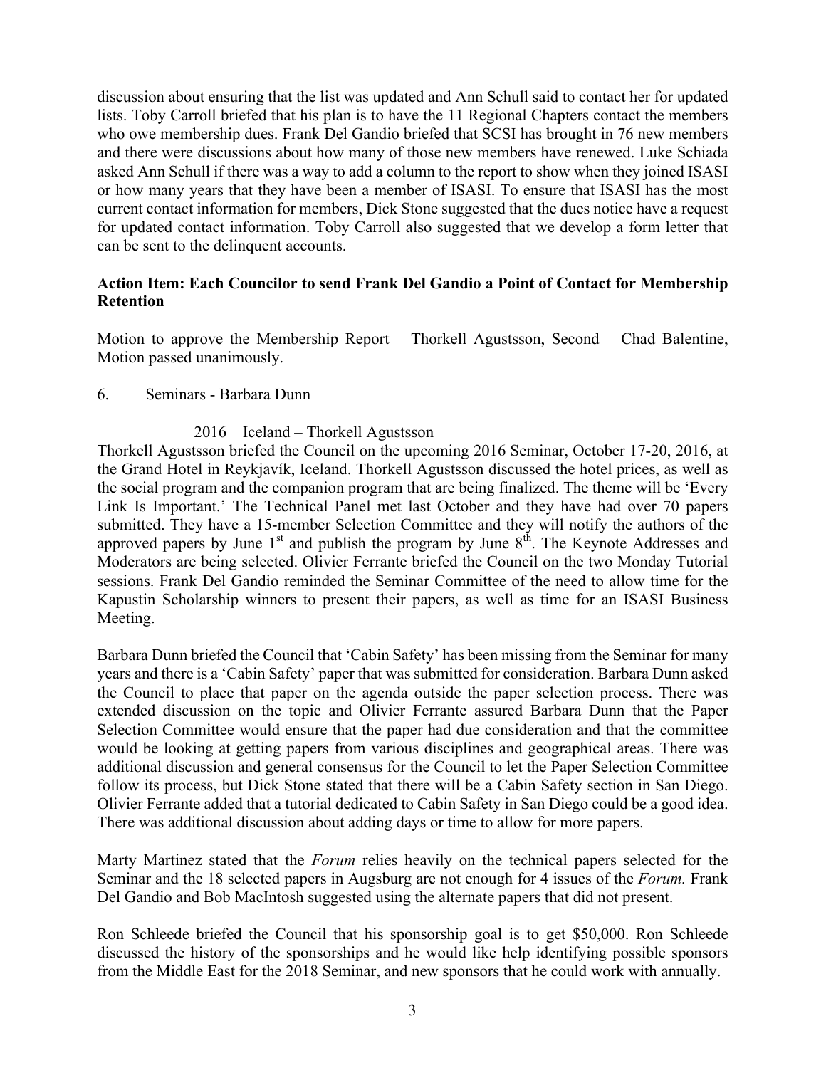discussion about ensuring that the list was updated and Ann Schull said to contact her for updated lists. Toby Carroll briefed that his plan is to have the 11 Regional Chapters contact the members who owe membership dues. Frank Del Gandio briefed that SCSI has brought in 76 new members and there were discussions about how many of those new members have renewed. Luke Schiada asked Ann Schull if there was a way to add a column to the report to show when they joined ISASI or how many years that they have been a member of ISASI. To ensure that ISASI has the most current contact information for members, Dick Stone suggested that the dues notice have a request for updated contact information. Toby Carroll also suggested that we develop a form letter that can be sent to the delinquent accounts.

**Action Item: Each Councilor to send Frank Del Gandio a Point of Contact for Membership Retention**

Motion to approve the Membership Report – Thorkell Agustsson, Second – Chad Balentine, Motion passed unanimously.

6. Seminars - Barbara Dunn

2016 Iceland – Thorkell Agustsson

Thorkell Agustsson briefed the Council on the upcoming 2016 Seminar, October 17-20, 2016, at the Grand Hotel in Reykjavík, Iceland. Thorkell Agustsson discussed the hotel prices, as well as the social program and the companion program that are being finalized. The theme will be 'Every Link Is Important.' The Technical Panel met last October and they have had over 70 papers submitted. They have a 15-member Selection Committee and they will notify the authors of the approved papers by June 1st and publish the program by June 8th. The Keynote Addresses and Moderators are being selected. Olivier Ferrante briefed the Council on the two Monday Tutorial sessions. Frank Del Gandio reminded the Seminar Committee of the need to allow time for the Kapustin Scholarship winners to present their papers, as well as time for an ISASI Business Meeting.

Barbara Dunn briefed the Council that 'Cabin Safety' has been missing from the Seminar for many years and there is a 'Cabin Safety' paper that was submitted for consideration. Barbara Dunn asked the Council to place that paper on the agenda outside the paper selection process. There was extended discussion on the topic and Olivier Ferrante assured Barbara Dunn that the Paper Selection Committee would ensure that the paper had due consideration and that the committee would be looking at getting papers from various disciplines and geographical areas. There was additional discussion and general consensus for the Council to let the Paper Selection Committee follow its process, but Dick Stone stated that there will be a Cabin Safety section in San Diego. Olivier Ferrante added that a tutorial dedicated to Cabin Safety in San Diego could be a good idea. There was additional discussion about adding days or time to allow for more papers.

Marty Martinez stated that the *Forum* relies heavily on the technical papers selected for the Seminar and the 18 selected papers in Augsburg are not enough for 4 issues of the *Forum.* Frank Del Gandio and Bob MacIntosh suggested using the alternate papers that did not present.

Ron Schleede briefed the Council that his sponsorship goal is to get $50,000. Ron Schleede discussed the history of the sponsorships and he would like help identifying possible sponsors from the Middle East for the 2018 Seminar, and new sponsors that he could work with annually.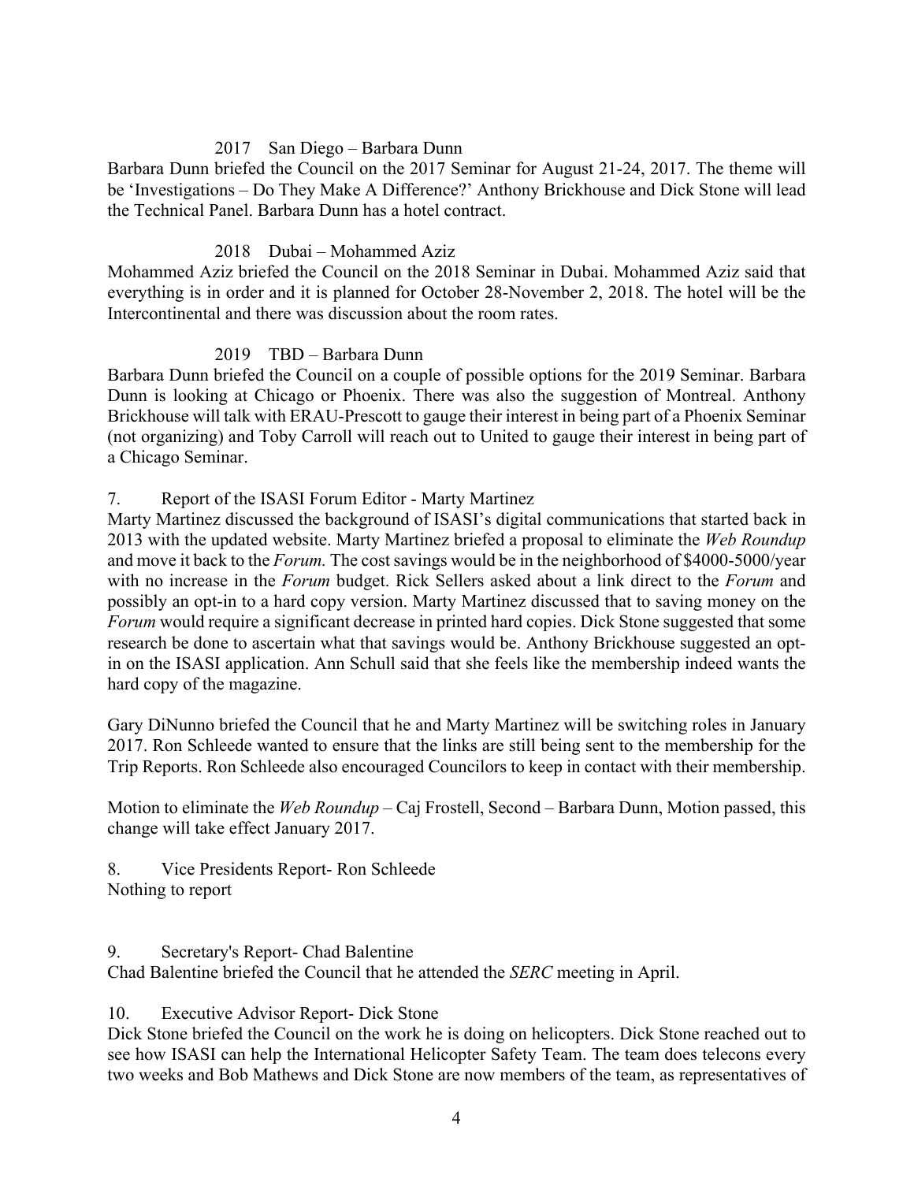2017 San Diego – Barbara Dunn

Barbara Dunn briefed the Council on the 2017 Seminar for August 21-24, 2017. The theme will be 'Investigations – Do They Make A Difference?' Anthony Brickhouse and Dick Stone will lead the Technical Panel. Barbara Dunn has a hotel contract.

2018 Dubai – Mohammed Aziz

Mohammed Aziz briefed the Council on the 2018 Seminar in Dubai. Mohammed Aziz said that everything is in order and it is planned for October 28-November 2, 2018. The hotel will be the Intercontinental and there was discussion about the room rates.

2019 TBD – Barbara Dunn

Barbara Dunn briefed the Council on a couple of possible options for the 2019 Seminar. Barbara Dunn is looking at Chicago or Phoenix. There was also the suggestion of Montreal. Anthony Brickhouse will talk with ERAU-Prescott to gauge their interest in being part of a Phoenix Seminar (not organizing) and Toby Carroll will reach out to United to gauge their interest in being part of a Chicago Seminar.

7. Report of the ISASI Forum Editor - Marty Martinez

Marty Martinez discussed the background of ISASI's digital communications that started back in 2013 with the updated website. Marty Martinez briefed a proposal to eliminate the *Web Roundup* and move it back to the *Forum.* The cost savings would be in the neighborhood of $4000-5000/year with no increase in the *Forum* budget. Rick Sellers asked about a link direct to the *Forum* and possibly an opt-in to a hard copy version. Marty Martinez discussed that to saving money on the *Forum* would require a significant decrease in printed hard copies. Dick Stone suggested that some research be done to ascertain what that savings would be. Anthony Brickhouse suggested an opt-in on the ISASI application. Ann Schull said that she feels like the membership indeed wants the hard copy of the magazine.

Gary DiNunno briefed the Council that he and Marty Martinez will be switching roles in January 2017. Ron Schleede wanted to ensure that the links are still being sent to the membership for the Trip Reports. Ron Schleede also encouraged Councilors to keep in contact with their membership.

Motion to eliminate the *Web Roundup* – Caj Frostell, Second – Barbara Dunn, Motion passed, this change will take effect January 2017.

8. Vice Presidents Report- Ron Schleede

Nothing to report

9. Secretary's Report- Chad Balentine

Chad Balentine briefed the Council that he attended the *SERC* meeting in April.

10. Executive Advisor Report- Dick Stone

Dick Stone briefed the Council on the work he is doing on helicopters. Dick Stone reached out to see how ISASI can help the International Helicopter Safety Team. The team does telecons every two weeks and Bob Mathews and Dick Stone are now members of the team, as representatives of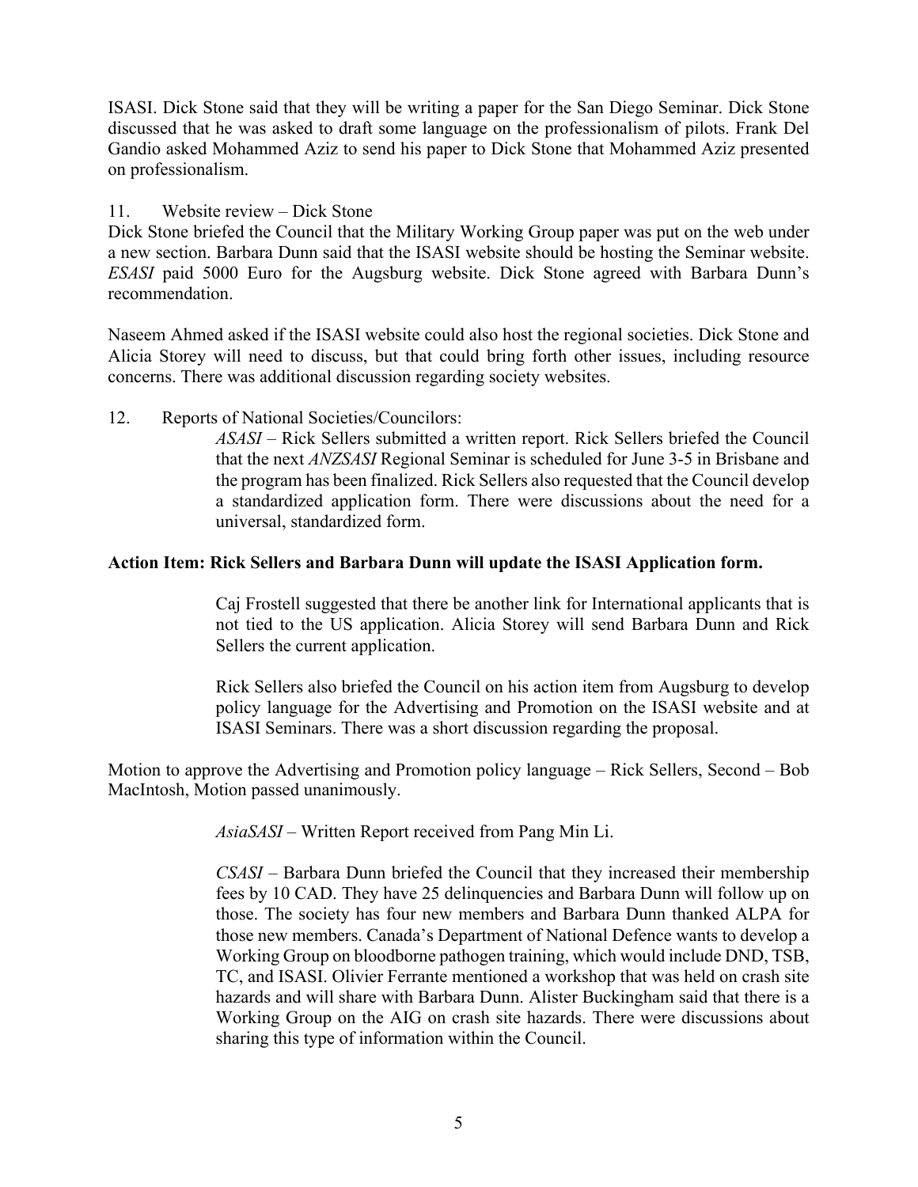ISASI. Dick Stone said that they will be writing a paper for the San Diego Seminar. Dick Stone discussed that he was asked to draft some language on the professionalism of pilots. Frank Del Gandio asked Mohammed Aziz to send his paper to Dick Stone that Mohammed Aziz presented on professionalism.

11. Website review – Dick Stone

Dick Stone briefed the Council that the Military Working Group paper was put on the web under a new section. Barbara Dunn said that the ISASI website should be hosting the Seminar website. *ESASI* paid 5000 Euro for the Augsburg website. Dick Stone agreed with Barbara Dunn's recommendation.

Naseem Ahmed asked if the ISASI website could also host the regional societies. Dick Stone and Alicia Storey will need to discuss, but that could bring forth other issues, including resource concerns. There was additional discussion regarding society websites.

12. Reports of National Societies/Councilors:

*ASASI* – Rick Sellers submitted a written report. Rick Sellers briefed the Council that the next *ANZSASI* Regional Seminar is scheduled for June 3-5 in Brisbane and the program has been finalized. Rick Sellers also requested that the Council develop a standardized application form. There were discussions about the need for a universal, standardized form.

**Action Item: Rick Sellers and Barbara Dunn will update the ISASI Application form.**

Caj Frostell suggested that there be another link for International applicants that is not tied to the US application. Alicia Storey will send Barbara Dunn and Rick Sellers the current application.

Rick Sellers also briefed the Council on his action item from Augsburg to develop policy language for the Advertising and Promotion on the ISASI website and at ISASI Seminars. There was a short discussion regarding the proposal.

Motion to approve the Advertising and Promotion policy language – Rick Sellers, Second – Bob MacIntosh, Motion passed unanimously.

*AsiaSASI* – Written Report received from Pang Min Li.

*CSASI* – Barbara Dunn briefed the Council that they increased their membership fees by 10 CAD. They have 25 delinquencies and Barbara Dunn will follow up on those. The society has four new members and Barbara Dunn thanked ALPA for those new members. Canada's Department of National Defence wants to develop a Working Group on bloodborne pathogen training, which would include DND, TSB, TC, and ISASI. Olivier Ferrante mentioned a workshop that was held on crash site hazards and will share with Barbara Dunn. Alister Buckingham said that there is a Working Group on the AIG on crash site hazards. There were discussions about sharing this type of information within the Council.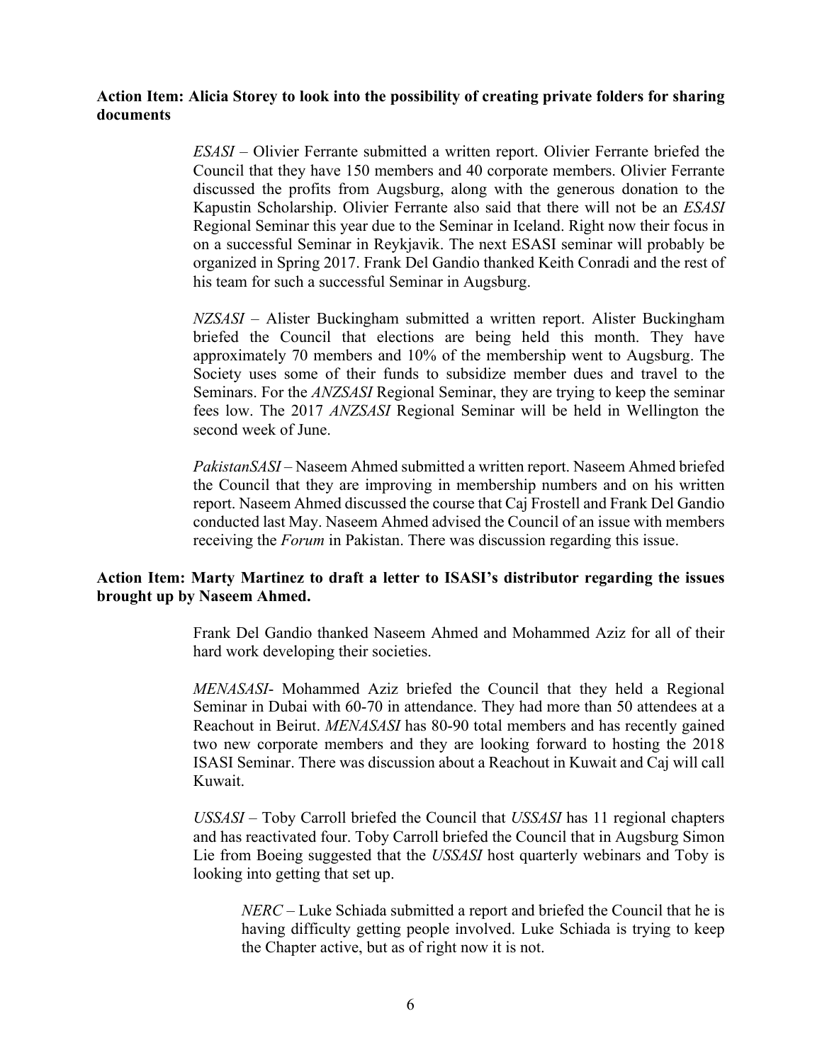**Action Item: Alicia Storey to look into the possibility of creating private folders for sharing documents**

*ESASI* – Olivier Ferrante submitted a written report. Olivier Ferrante briefed the Council that they have 150 members and 40 corporate members. Olivier Ferrante discussed the profits from Augsburg, along with the generous donation to the Kapustin Scholarship. Olivier Ferrante also said that there will not be an *ESASI* Regional Seminar this year due to the Seminar in Iceland. Right now their focus in on a successful Seminar in Reykjavik. The next ESASI seminar will probably be organized in Spring 2017. Frank Del Gandio thanked Keith Conradi and the rest of his team for such a successful Seminar in Augsburg.

*NZSASI* – Alister Buckingham submitted a written report. Alister Buckingham briefed the Council that elections are being held this month. They have approximately 70 members and 10% of the membership went to Augsburg. The Society uses some of their funds to subsidize member dues and travel to the Seminars. For the *ANZSASI* Regional Seminar, they are trying to keep the seminar fees low. The 2017 *ANZSASI* Regional Seminar will be held in Wellington the second week of June.

*PakistanSASI* – Naseem Ahmed submitted a written report. Naseem Ahmed briefed the Council that they are improving in membership numbers and on his written report. Naseem Ahmed discussed the course that Caj Frostell and Frank Del Gandio conducted last May. Naseem Ahmed advised the Council of an issue with members receiving the *Forum* in Pakistan. There was discussion regarding this issue.

**Action Item: Marty Martinez to draft a letter to ISASI's distributor regarding the issues brought up by Naseem Ahmed.**

Frank Del Gandio thanked Naseem Ahmed and Mohammed Aziz for all of their hard work developing their societies.

*MENASASI*- Mohammed Aziz briefed the Council that they held a Regional Seminar in Dubai with 60-70 in attendance. They had more than 50 attendees at a Reachout in Beirut. *MENASASI* has 80-90 total members and has recently gained two new corporate members and they are looking forward to hosting the 2018 ISASI Seminar. There was discussion about a Reachout in Kuwait and Caj will call Kuwait.

*USSASI* – Toby Carroll briefed the Council that *USSASI* has 11 regional chapters and has reactivated four. Toby Carroll briefed the Council that in Augsburg Simon Lie from Boeing suggested that the *USSASI* host quarterly webinars and Toby is looking into getting that set up.

*NERC* – Luke Schiada submitted a report and briefed the Council that he is having difficulty getting people involved. Luke Schiada is trying to keep the Chapter active, but as of right now it is not.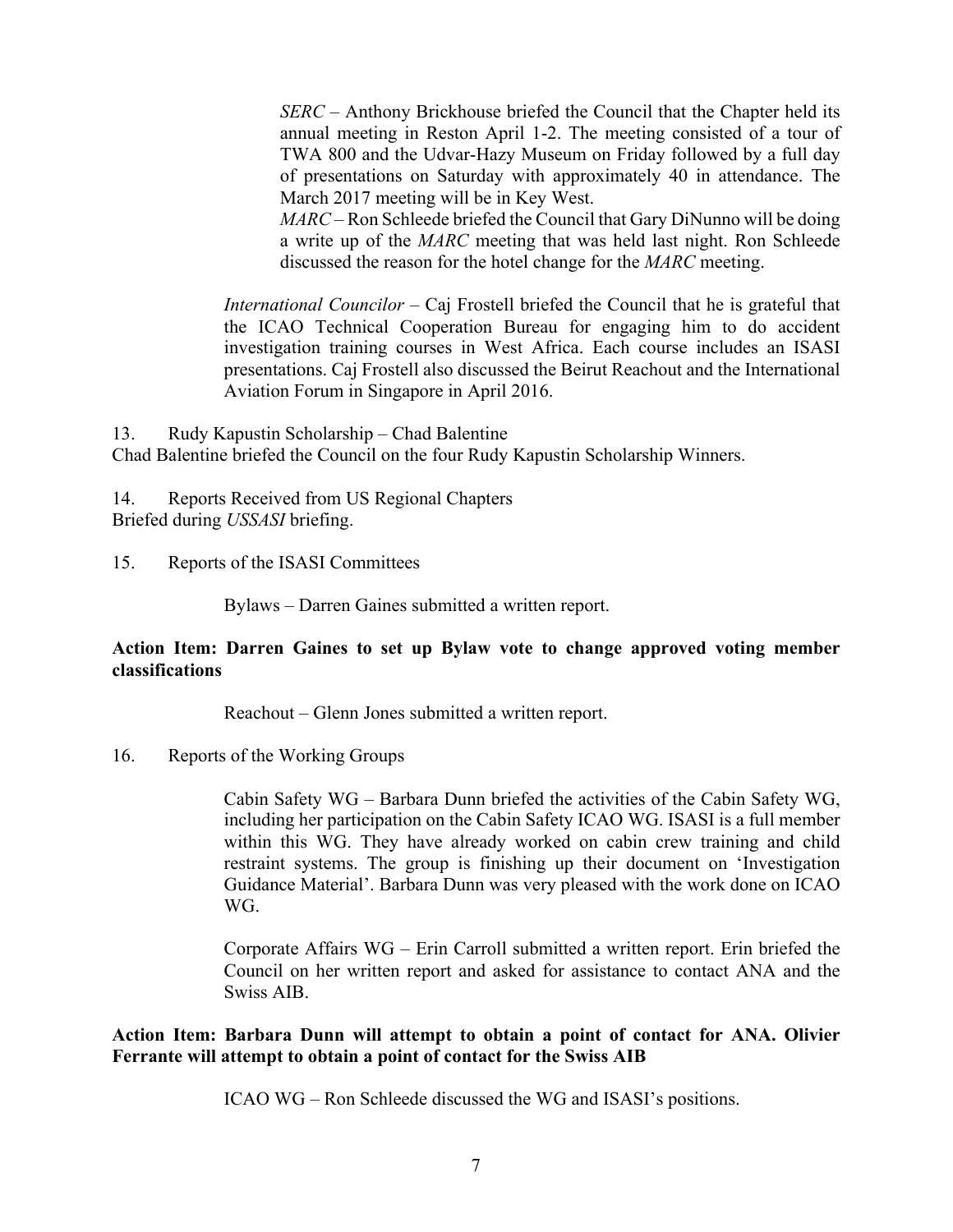*SERC* – Anthony Brickhouse briefed the Council that the Chapter held its annual meeting in Reston April 1-2. The meeting consisted of a tour of TWA 800 and the Udvar-Hazy Museum on Friday followed by a full day of presentations on Saturday with approximately 40 in attendance. The March 2017 meeting will be in Key West.

*MARC* – Ron Schleede briefed the Council that Gary DiNunno will be doing a write up of the *MARC* meeting that was held last night. Ron Schleede discussed the reason for the hotel change for the *MARC* meeting.

*International Councilor* – Caj Frostell briefed the Council that he is grateful that the ICAO Technical Cooperation Bureau for engaging him to do accident investigation training courses in West Africa. Each course includes an ISASI presentations. Caj Frostell also discussed the Beirut Reachout and the International Aviation Forum in Singapore in April 2016.

13. Rudy Kapustin Scholarship – Chad Balentine

Chad Balentine briefed the Council on the four Rudy Kapustin Scholarship Winners.

14. Reports Received from US Regional Chapters

Briefed during *USSASI* briefing.

15. Reports of the ISASI Committees

Bylaws – Darren Gaines submitted a written report.

**Action Item: Darren Gaines to set up Bylaw vote to change approved voting member classifications**

Reachout – Glenn Jones submitted a written report.

16. Reports of the Working Groups

Cabin Safety WG – Barbara Dunn briefed the activities of the Cabin Safety WG, including her participation on the Cabin Safety ICAO WG. ISASI is a full member within this WG. They have already worked on cabin crew training and child restraint systems. The group is finishing up their document on 'Investigation Guidance Material'. Barbara Dunn was very pleased with the work done on ICAO WG.

Corporate Affairs WG – Erin Carroll submitted a written report. Erin briefed the Council on her written report and asked for assistance to contact ANA and the Swiss AIB.

**Action Item: Barbara Dunn will attempt to obtain a point of contact for ANA. Olivier Ferrante will attempt to obtain a point of contact for the Swiss AIB**

ICAO WG – Ron Schleede discussed the WG and ISASI's positions.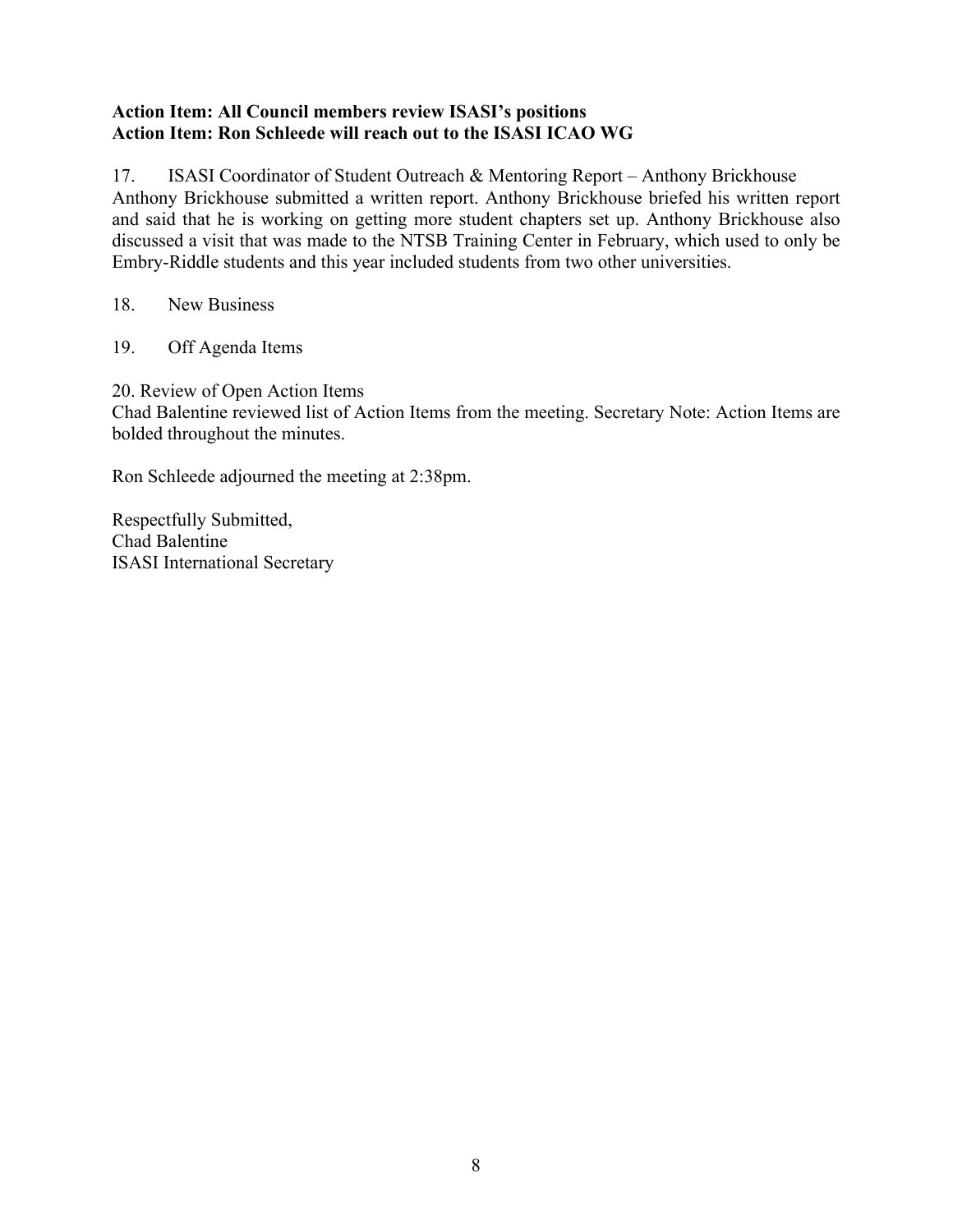**Action Item: All Council members review ISASI's positions**
**Action Item: Ron Schleede will reach out to the ISASI ICAO WG**

17. ISASI Coordinator of Student Outreach & Mentoring Report – Anthony Brickhouse
Anthony Brickhouse submitted a written report. Anthony Brickhouse briefed his written report and said that he is working on getting more student chapters set up. Anthony Brickhouse also discussed a visit that was made to the NTSB Training Center in February, which used to only be Embry-Riddle students and this year included students from two other universities.

18. New Business

19. Off Agenda Items

20. Review of Open Action Items
Chad Balentine reviewed list of Action Items from the meeting. Secretary Note: Action Items are bolded throughout the minutes.

Ron Schleede adjourned the meeting at 2:38pm.

Respectfully Submitted,
Chad Balentine
ISASI International Secretary